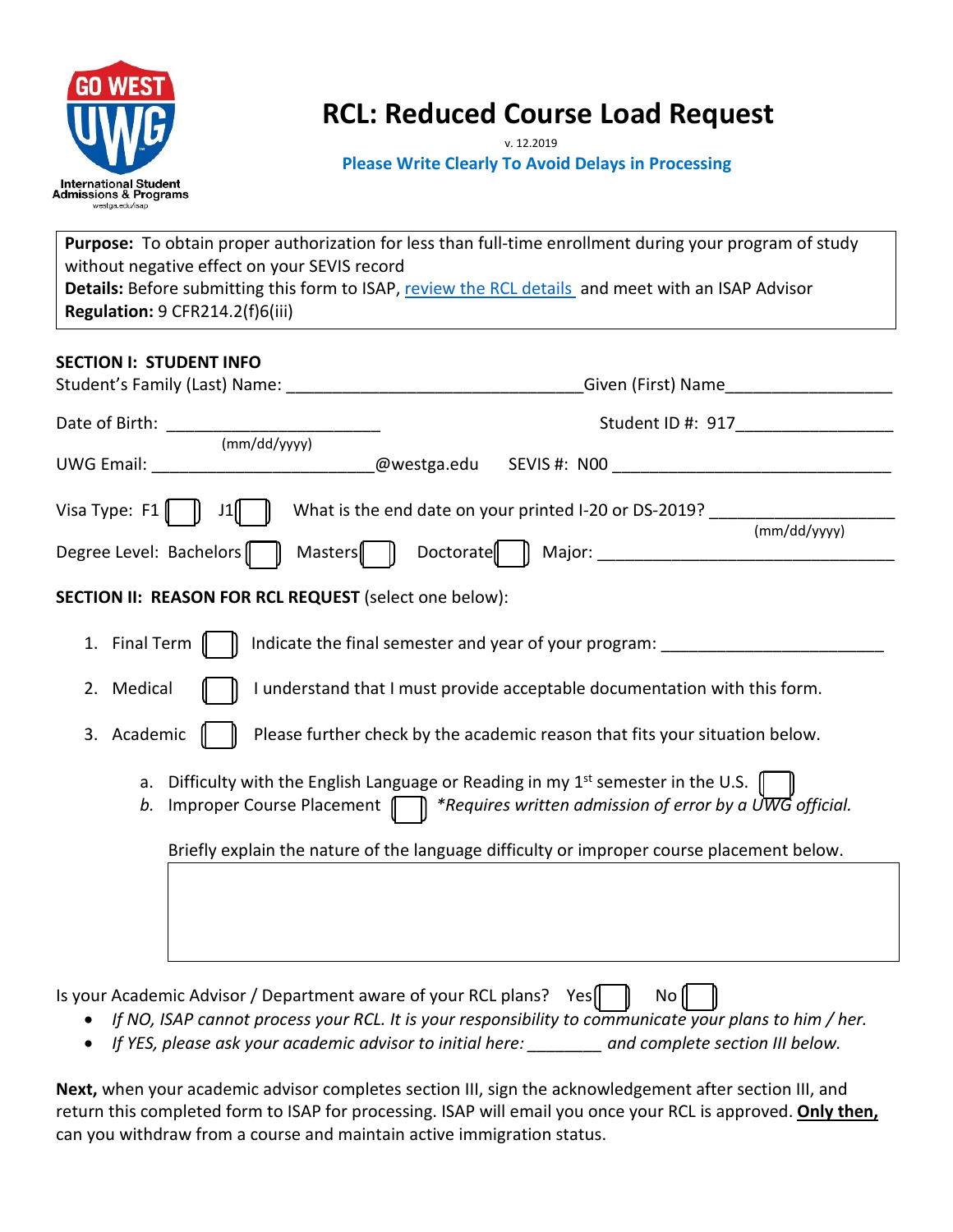GO WEST UWG International Student Admissions & Programs westga.edu/isap

# RCL: Reduced Course Load Request

v. 12.2019

**Please Write Clearly To Avoid Delays in Processing**

**Purpose:** To obtain proper authorization for less than full-time enrollment during your program of study without negative effect on your SEVIS record
**Details:** Before submitting this form to ISAP, review the RCL details and meet with an ISAP Advisor
**Regulation:** 9 CFR214.2(f)6(iii)

**SECTION I: STUDENT INFO**

Student's Family (Last) Name: ______________________________ Given (First) Name_________________

Date of Birth: ______________________ (mm/dd/yyyy) Student ID #: 917________________

UWG Email: ______________________@westga.edu SEVIS #: N00 ____________________________

Visa Type: F1 ☐ J1 ☐ What is the end date on your printed I-20 or DS-2019? __________________ (mm/dd/yyyy)

Degree Level: Bachelors ☐ Masters ☐ Doctorate ☐ Major: ______________________________

**SECTION II: REASON FOR RCL REQUEST** (select one below):

1. Final Term ☐ Indicate the final semester and year of your program: ______________________
2. Medical ☐ I understand that I must provide acceptable documentation with this form.
3. Academic ☐ Please further check by the academic reason that fits your situation below.

   a. Difficulty with the English Language or Reading in my 1st semester in the U.S. ☐
   *b.* Improper Course Placement ☐ *\*Requires written admission of error by a UWG official.*

   Briefly explain the nature of the language difficulty or improper course placement below.

Is your Academic Advisor / Department aware of your RCL plans? Yes ☐ No ☐

- *If NO, ISAP cannot process your RCL. It is your responsibility to communicate your plans to him / her.*
- *If YES, please ask your academic advisor to initial here: ________ and complete section III below.*

**Next,** when your academic advisor completes section III, sign the acknowledgement after section III, and return this completed form to ISAP for processing. ISAP will email you once your RCL is approved. **Only then,** can you withdraw from a course and maintain active immigration status.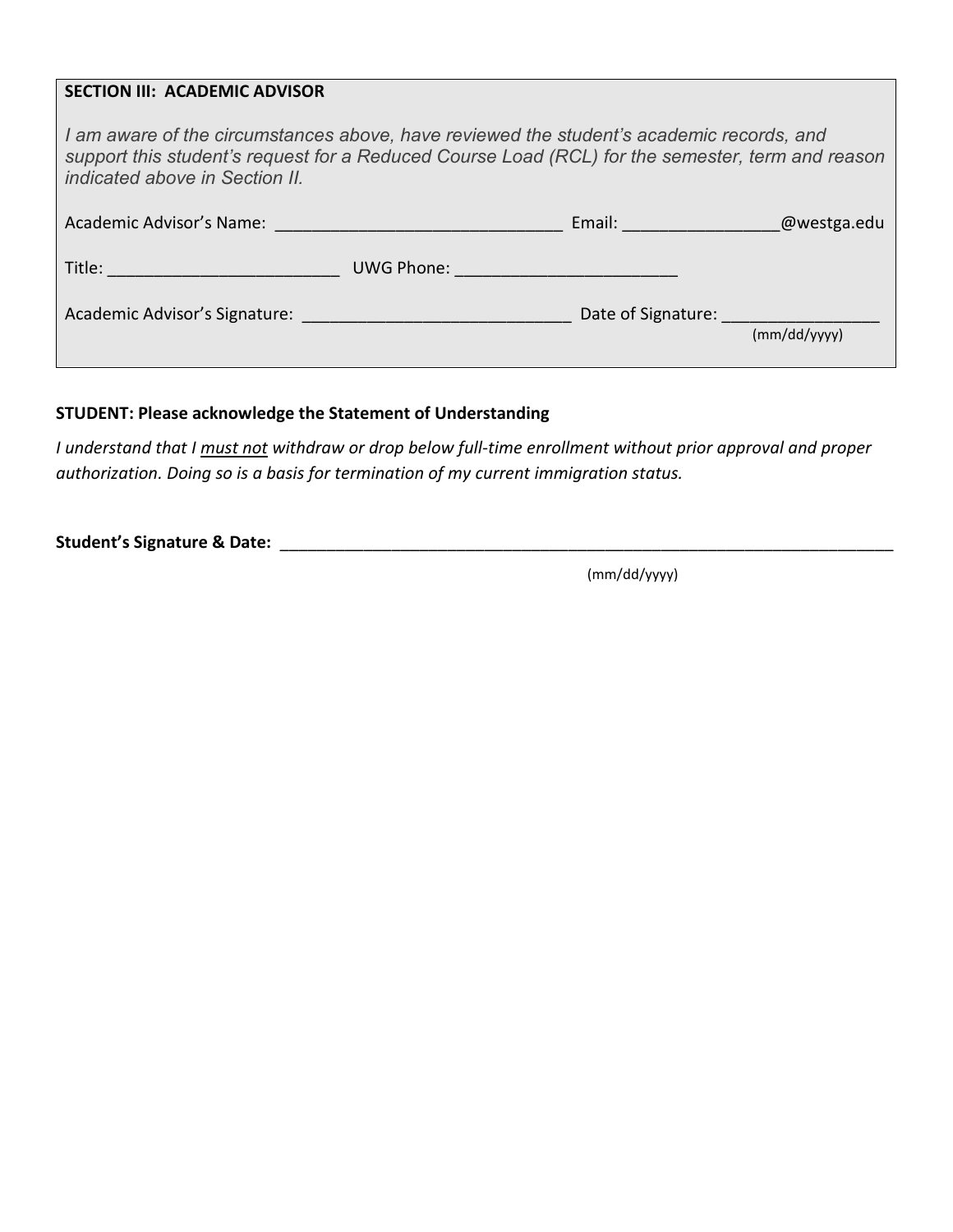**SECTION III: ACADEMIC ADVISOR**

*I am aware of the circumstances above, have reviewed the student's academic records, and support this student's request for a Reduced Course Load (RCL) for the semester, term and reason indicated above in Section II.*

Academic Advisor's Name: ______________________________ Email: ________________@westga.edu

Title: ________________________ UWG Phone: ______________________

Academic Advisor's Signature: ___________________________ Date of Signature: ________________
(mm/dd/yyyy)

**STUDENT: Please acknowledge the Statement of Understanding**

*I understand that I <u>must not</u> withdraw or drop below full-time enrollment without prior approval and proper authorization. Doing so is a basis for termination of my current immigration status.*

**Student's Signature & Date:** ____________________________________________________________________
(mm/dd/yyyy)